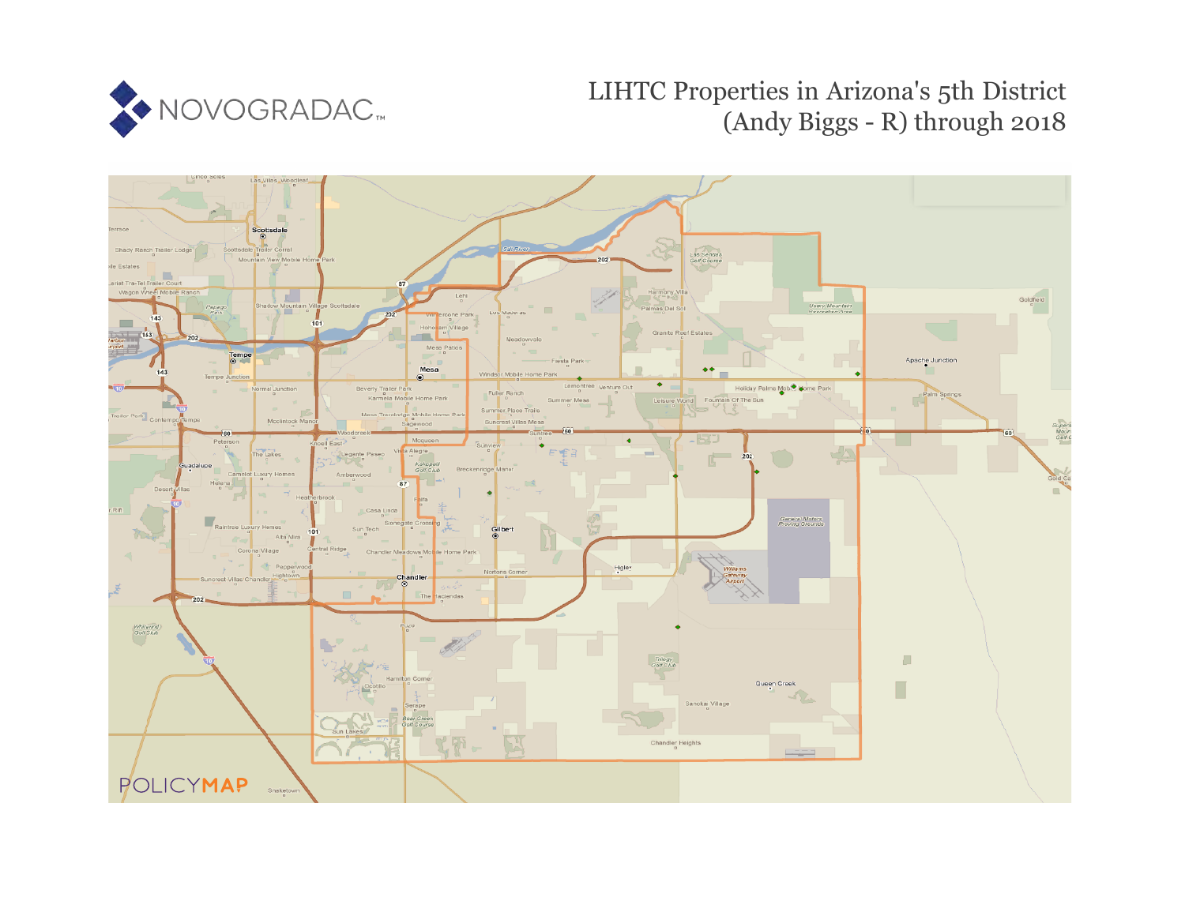NOVOGRADAC

# LIHTC Properties in Arizona's 5th District (Andy Biggs - R) through 2018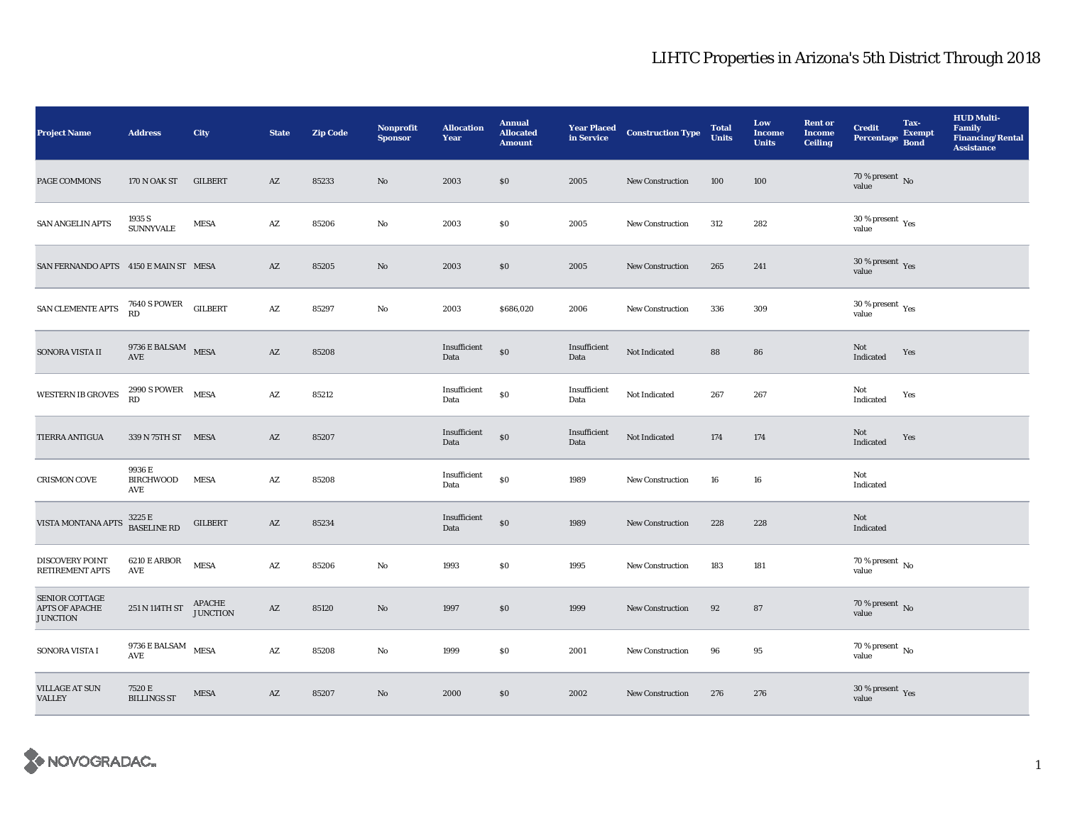# LIHTC Properties in Arizona's 5th District Through 2018

| Project Name | Address | City | State | Zip Code | Nonprofit Sponsor | Allocation Year | Annual Allocated Amount | Year Placed in Service | Construction Type | Total Units | Low Income Units | Rent or Income Ceiling | Credit Percentage | Tax-Exempt Bond | HUD Multi-Family Financing/Rental Assistance |
|---|---|---|---|---|---|---|---|---|---|---|---|---|---|---|---|
| PAGE COMMONS | 170 N OAK ST | GILBERT | AZ | 85233 | No | 2003 | $0 | 2005 | New Construction | 100 | 100 | | 70 % present value | No | |
| SAN ANGELIN APTS | 1935 S SUNNYVALE | MESA | AZ | 85206 | No | 2003 | $0 | 2005 | New Construction | 312 | 282 | | 30 % present value | Yes | |
| SAN FERNANDO APTS | 4150 E MAIN ST | MESA | AZ | 85205 | No | 2003 | $0 | 2005 | New Construction | 265 | 241 | | 30 % present value | Yes | |
| SAN CLEMENTE APTS | 7640 S POWER RD | GILBERT | AZ | 85297 | No | 2003 | $686,020 | 2006 | New Construction | 336 | 309 | | 30 % present value | Yes | |
| SONORA VISTA II | 9736 E BALSAM AVE | MESA | AZ | 85208 | | Insufficient Data | $0 | Insufficient Data | Not Indicated | 88 | 86 | | Not Indicated | Yes | |
| WESTERN IB GROVES | 2990 S POWER RD | MESA | AZ | 85212 | | Insufficient Data | $0 | Insufficient Data | Not Indicated | 267 | 267 | | Not Indicated | Yes | |
| TIERRA ANTIGUA | 339 N 75TH ST | MESA | AZ | 85207 | | Insufficient Data | $0 | Insufficient Data | Not Indicated | 174 | 174 | | Not Indicated | Yes | |
| CRISMON COVE | 9936 E BIRCHWOOD AVE | MESA | AZ | 85208 | | Insufficient Data | $0 | 1989 | New Construction | 16 | 16 | | Not Indicated | | |
| VISTA MONTANA APTS | 3225 E BASELINE RD | GILBERT | AZ | 85234 | | Insufficient Data | $0 | 1989 | New Construction | 228 | 228 | | Not Indicated | | |
| DISCOVERY POINT RETIREMENT APTS | 6210 E ARBOR AVE | MESA | AZ | 85206 | No | 1993 | $0 | 1995 | New Construction | 183 | 181 | | 70 % present value | No | |
| SENIOR COTTAGE APTS OF APACHE JUNCTION | 251 N 114TH ST | APACHE JUNCTION | AZ | 85120 | No | 1997 | $0 | 1999 | New Construction | 92 | 87 | | 70 % present value | No | |
| SONORA VISTA I | 9736 E BALSAM AVE | MESA | AZ | 85208 | No | 1999 | $0 | 2001 | New Construction | 96 | 95 | | 70 % present value | No | |
| VILLAGE AT SUN VALLEY | 7520 E BILLINGS ST | MESA | AZ | 85207 | No | 2000 | $0 | 2002 | New Construction | 276 | 276 | | 30 % present value | Yes | |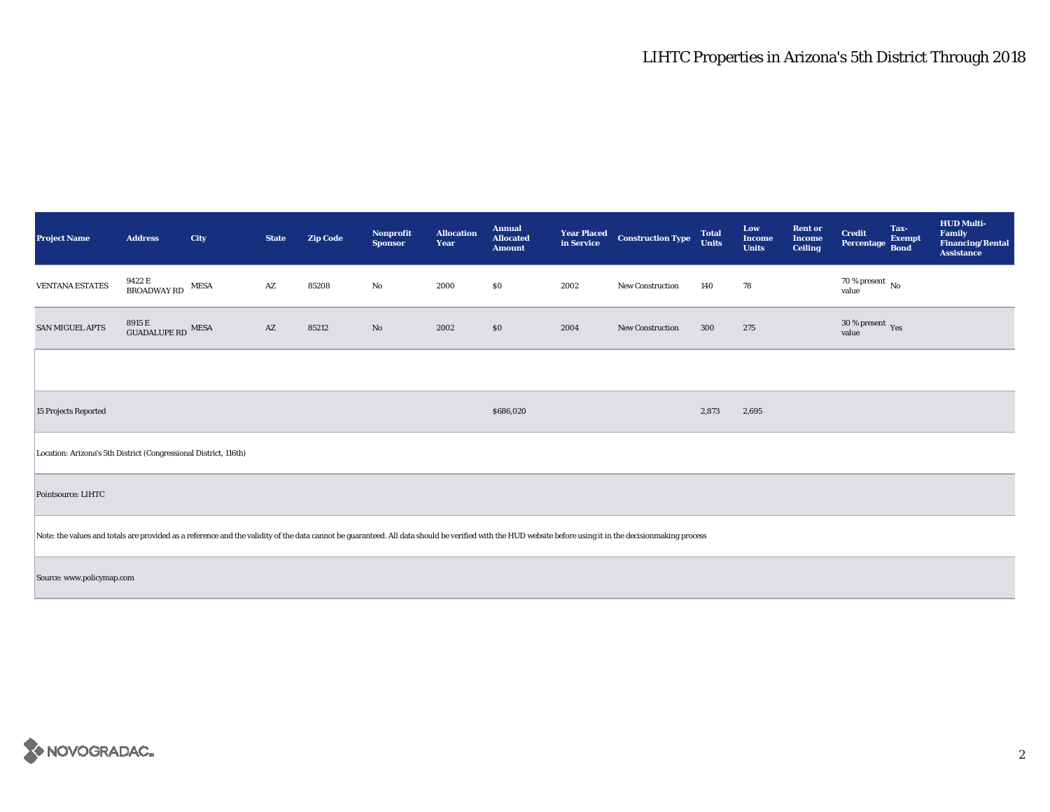| Project Name | Address | City | State | Zip Code | Nonprofit Sponsor | Allocation Year | Annual Allocated Amount | Year Placed in Service | Construction Type | Total Units | Low Income Units | Rent or Income Ceiling | Credit Percentage | Tax-Exempt Bond | HUD Multi-Family Financing/Rental Assistance |
|---|---|---|---|---|---|---|---|---|---|---|---|---|---|---|---|
| VENTANA ESTATES | 9422 E BROADWAY RD | MESA | AZ | 85208 | No | 2000 | $0 | 2002 | New Construction | 140 | 78 | | 70 % present value | No | |
| SAN MIGUEL APTS | 8915 E GUADALUPE RD | MESA | AZ | 85212 | No | 2002 | $0 | 2004 | New Construction | 300 | 275 | | 30 % present value | Yes | |
| | | | | | | | | | | | | | | | |
| 15 Projects Reported | | | | | | | $686,020 | | | 2,873 | 2,695 | | | | |

Location: Arizona's 5th District (Congressional District, 116th)

Pointsource: LIHTC

Note: the values and totals are provided as a reference and the validity of the data cannot be guaranteed. All data should be verified with the HUD website before using it in the decisionmaking process

Source: www.policymap.com